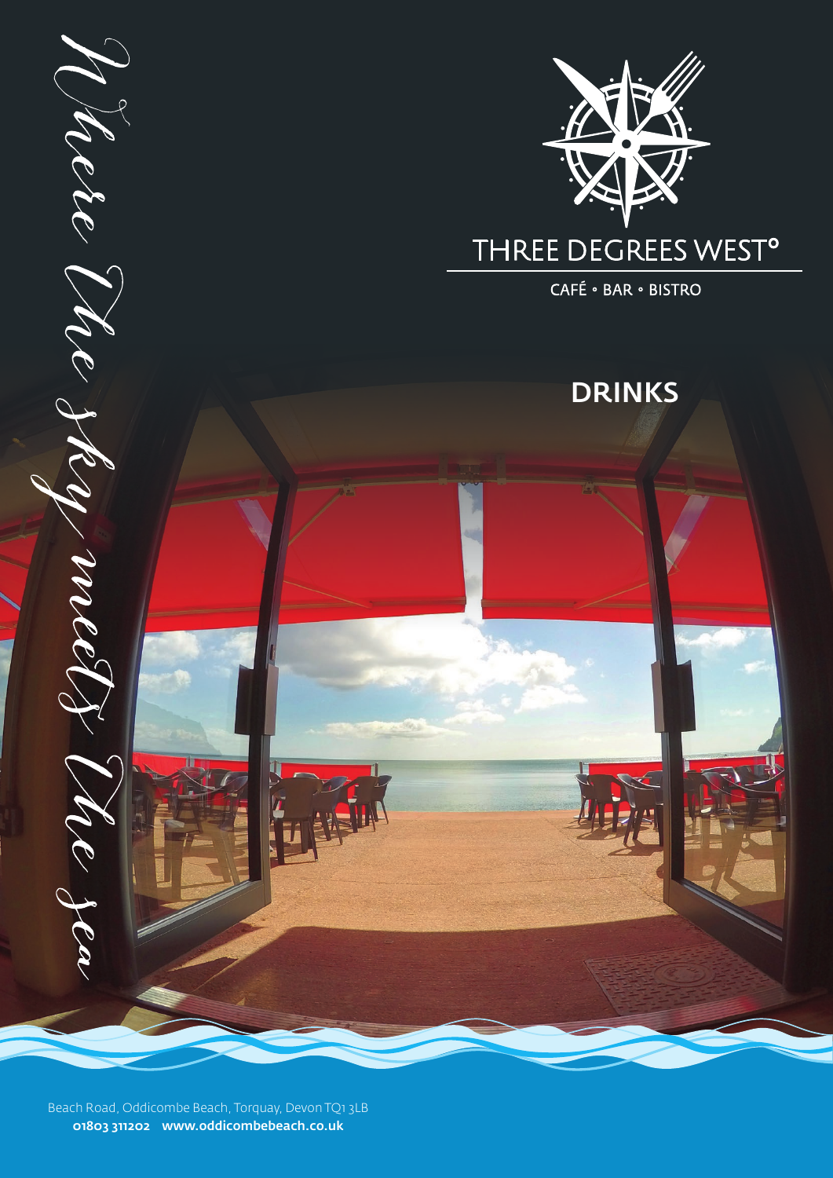*Where the sky meets the sea*

# THREE DEGREES WEST°

CAFÉ • BAR • BISTRO

## DRINKS

Beach Road, Oddicombe Beach, Torquay, Devon TQ1 3LB

**01803 311202 www.oddicombebeach.co.uk**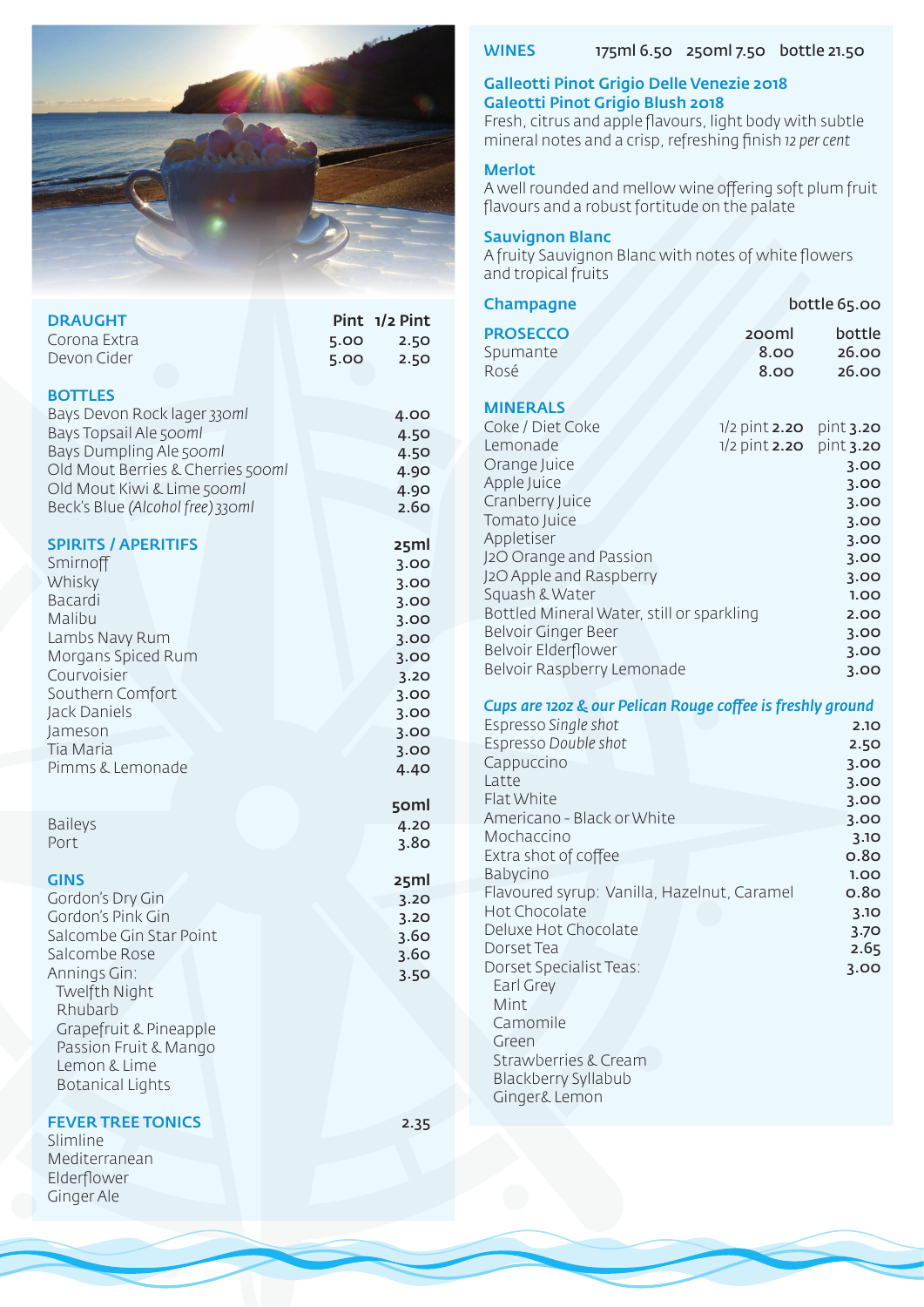## DRAUGHT

| | Pint | 1/2 Pint |
|---|---|---|
| Corona Extra | 5.00 | 2.50 |
| Devon Cider | 5.00 | 2.50 |

## BOTTLES

| | |
|---|---|
| Bays Devon Rock lager *330ml* | 4.00 |
| Bays Topsail Ale *500ml* | 4.50 |
| Bays Dumpling Ale *500ml* | 4.50 |
| Old Mout Berries & Cherries *500ml* | 4.90 |
| Old Mout Kiwi & Lime *500ml* | 4.90 |
| Beck's Blue *(Alcohol free) 330ml* | 2.60 |

## SPIRITS / APERITIFS

| | 25ml |
|---|---|
| Smirnoff | 3.00 |
| Whisky | 3.00 |
| Bacardi | 3.00 |
| Malibu | 3.00 |
| Lambs Navy Rum | 3.00 |
| Morgans Spiced Rum | 3.00 |
| Courvoisier | 3.20 |
| Southern Comfort | 3.00 |
| Jack Daniels | 3.00 |
| Jameson | 3.00 |
| Tia Maria | 3.00 |
| Pimms & Lemonade | 4.40 |

| | 50ml |
|---|---|
| Baileys | 4.20 |
| Port | 3.80 |

## GINS

| | 25ml |
|---|---|
| Gordon's Dry Gin | 3.20 |
| Gordon's Pink Gin | 3.20 |
| Salcombe Gin Star Point | 3.60 |
| Salcombe Rose | 3.60 |
| Annings Gin: | 3.50 |

- Twelfth Night
- Rhubarb
- Grapefruit & Pineapple
- Passion Fruit & Mango
- Lemon & Lime
- Botanical Lights

## FEVER TREE TONICS 2.35

Slimline
Mediterranean
Elderflower
Ginger Ale

## WINES

175ml 6.50 250ml 7.50 bottle 21.50

**Galleotti Pinot Grigio Delle Venezie 2018**
**Galeotti Pinot Grigio Blush 2018**
Fresh, citrus and apple flavours, light body with subtle mineral notes and a crisp, refreshing finish *12 per cent*

**Merlot**
A well rounded and mellow wine offering soft plum fruit flavours and a robust fortitude on the palate

**Sauvignon Blanc**
A fruity Sauvignon Blanc with notes of white flowers and tropical fruits

**Champagne** bottle 65.00

## PROSECCO

| | 200ml | bottle |
|---|---|---|
| Spumante | 8.00 | 26.00 |
| Rosé | 8.00 | 26.00 |

## MINERALS

| | | |
|---|---|---|
| Coke / Diet Coke | 1/2 pint 2.20 | pint 3.20 |
| Lemonade | 1/2 pint 2.20 | pint 3.20 |
| Orange Juice | | 3.00 |
| Apple Juice | | 3.00 |
| Cranberry Juice | | 3.00 |
| Tomato Juice | | 3.00 |
| Appletiser | | 3.00 |
| J2O Orange and Passion | | 3.00 |
| J2O Apple and Raspberry | | 3.00 |
| Squash & Water | | 1.00 |
| Bottled Mineral Water, still or sparkling | | 2.00 |
| Belvoir Ginger Beer | | 3.00 |
| Belvoir Elderflower | | 3.00 |
| Belvoir Raspberry Lemonade | | 3.00 |

***Cups are 12oz & our Pelican Rouge coffee is freshly ground***

| | |
|---|---|
| Espresso *Single shot* | 2.10 |
| Espresso *Double shot* | 2.50 |
| Cappuccino | 3.00 |
| Latte | 3.00 |
| Flat White | 3.00 |
| Americano - Black or White | 3.00 |
| Mochaccino | 3.10 |
| Extra shot of coffee | 0.80 |
| Babycino | 1.00 |
| Flavoured syrup: Vanilla, Hazelnut, Caramel | 0.80 |
| Hot Chocolate | 3.10 |
| Deluxe Hot Chocolate | 3.70 |
| Dorset Tea | 2.65 |
| Dorset Specialist Teas: | 3.00 |

- Earl Grey
- Mint
- Camomile
- Green
- Strawberries & Cream
- Blackberry Syllabub
- Ginger& Lemon